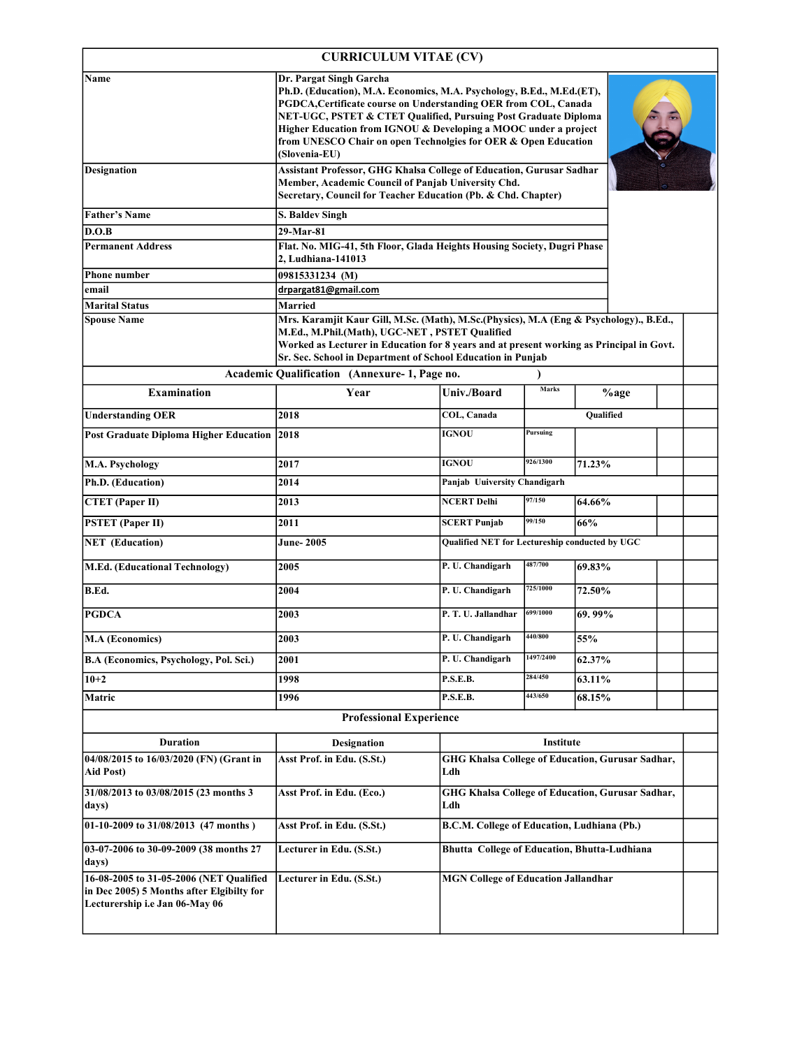# CURRICULUM VITAE (CV)

| | |
|---|---|
| **Name** | **Dr. Pargat Singh Garcha**<br>**Ph.D. (Education), M.A. Economics, M.A. Psychology, B.Ed., M.Ed.(ET), PGDCA,Certificate course on Understanding OER from COL, Canada NET-UGC, PSTET & CTET Qualified, Pursuing Post Graduate Diploma Higher Education from IGNOU & Developing a MOOC under a project from UNESCO Chair on open Technolgies for OER & Open Education (Slovenia-EU)** |
| **Designation** | **Assistant Professor, GHG Khalsa College of Education, Gurusar Sadhar**<br>**Member, Academic Council of Panjab University Chd.**<br>**Secretary, Council for Teacher Education (Pb. & Chd. Chapter)** |
| **Father's Name** | **S. Baldev Singh** |
| **D.O.B** | **29-Mar-81** |
| **Permanent Address** | **Flat. No. MIG-41, 5th Floor, Glada Heights Housing Society, Dugri Phase 2, Ludhiana-141013** |
| **Phone number** | **09815331234 (M)** |
| **email** | drpargat81@gmail.com |
| **Marital Status** | **Married** |
| **Spouse Name** | **Mrs. Karamjit Kaur Gill, M.Sc. (Math), M.Sc.(Physics), M.A (Eng & Psychology)., B.Ed., M.Ed., M.Phil.(Math), UGC-NET , PSTET Qualified**<br>**Worked as Lecturer in Education for 8 years and at present working as Principal in Govt. Sr. Sec. School in Department of School Education in Punjab** |

## Academic Qualification (Annexure- 1, Page no. )

| Examination | Year | Univ./Board | Marks | %age |
|---|---|---|---|---|
| **Understanding OER** | **2018** | **COL, Canada** | **Qualified** | |
| **Post Graduate Diploma Higher Education** | **2018** | **IGNOU** | **Pursuing** | |
| **M.A. Psychology** | **2017** | **IGNOU** | **926/1300** | **71.23%** |
| **Ph.D. (Education)** | **2014** | **Panjab Uiversity Chandigarh** | | |
| **CTET (Paper II)** | **2013** | **NCERT Delhi** | **97/150** | **64.66%** |
| **PSTET (Paper II)** | **2011** | **SCERT Punjab** | **99/150** | **66%** |
| **NET (Education)** | **June- 2005** | **Qualified NET for Lectureship conducted by UGC** | | |
| **M.Ed. (Educational Technology)** | **2005** | **P. U. Chandigarh** | **487/700** | **69.83%** |
| **B.Ed.** | **2004** | **P. U. Chandigarh** | **725/1000** | **72.50%** |
| **PGDCA** | **2003** | **P. T. U. Jallandhar** | **699/1000** | **69. 99%** |
| **M.A (Economics)** | **2003** | **P. U. Chandigarh** | **440/800** | **55%** |
| **B.A (Economics, Psychology, Pol. Sci.)** | **2001** | **P. U. Chandigarh** | **1497/2400** | **62.37%** |
| **10+2** | **1998** | **P.S.E.B.** | **284/450** | **63.11%** |
| **Matric** | **1996** | **P.S.E.B.** | **443/650** | **68.15%** |

## Professional Experience

| Duration | Designation | Institute |
|---|---|---|
| **04/08/2015 to 16/03/2020 (FN) (Grant in Aid Post)** | **Asst Prof. in Edu. (S.St.)** | **GHG Khalsa College of Education, Gurusar Sadhar, Ldh** |
| **31/08/2013 to 03/08/2015 (23 months 3 days)** | **Asst Prof. in Edu. (Eco.)** | **GHG Khalsa College of Education, Gurusar Sadhar, Ldh** |
| **01-10-2009 to 31/08/2013 (47 months )** | **Asst Prof. in Edu. (S.St.)** | **B.C.M. College of Education, Ludhiana (Pb.)** |
| **03-07-2006 to 30-09-2009 (38 months 27 days)** | **Lecturer in Edu. (S.St.)** | **Bhutta College of Education, Bhutta-Ludhiana** |
| **16-08-2005 to 31-05-2006 (NET Qualified in Dec 2005) 5 Months after Elgibilty for Lecturership i.e Jan 06-May 06** | **Lecturer in Edu. (S.St.)** | **MGN College of Education Jallandhar** |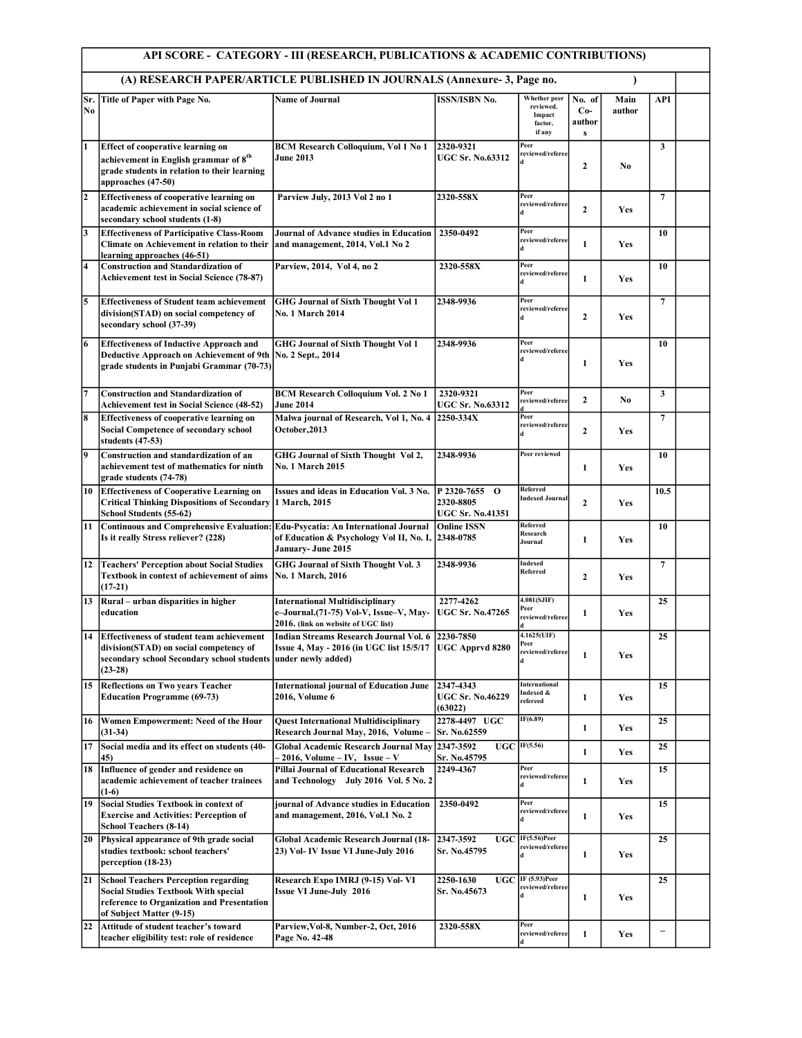## API SCORE - CATEGORY - III (RESEARCH, PUBLICATIONS & ACADEMIC CONTRIBUTIONS)

### (A) RESEARCH PAPER/ARTICLE PUBLISHED IN JOURNALS (Annexure- 3, Page no. )

| Sr. No | Title of Paper with Page No. | Name of Journal | ISSN/ISBN No. | Whether peer reviewed. Impact factor, if any | No. of Co-authors | Main author | API | |
|---|---|---|---|---|---|---|---|---|
| 1 | Effect of cooperative learning on achievement in English grammar of 8th grade students in relation to their learning approaches (47-50) | BCM Research Colloquium, Vol 1 No 1 June 2013 | 2320-9321 UGC Sr. No.63312 | Peer reviewed/refereed | 2 | No | 3 | |
| 2 | Effectiveness of cooperative learning on academic achievement in social science of secondary school students (1-8) | Parview July, 2013 Vol 2 no 1 | 2320-558X | Peer reviewed/refereed | 2 | Yes | 7 | |
| 3 | Effectiveness of Participative Class-Room Climate on Achievement in relation to their learning approaches (46-51) | Journal of Advance studies in Education and management, 2014, Vol.1 No 2 | 2350-0492 | Peer reviewed/refereed | 1 | Yes | 10 | |
| 4 | Construction and Standardization of Achievement test in Social Science (78-87) | Parview, 2014, Vol 4, no 2 | 2320-558X | Peer reviewed/refereed | 1 | Yes | 10 | |
| 5 | Effectiveness of Student team achievement division(STAD) on social competency of secondary school (37-39) | GHG Journal of Sixth Thought Vol 1 No. 1 March 2014 | 2348-9936 | Peer reviewed/refereed | 2 | Yes | 7 | |
| 6 | Effectiveness of Inductive Approach and Deductive Approach on Achievement of 9th grade students in Punjabi Grammar (70-73) | GHG Journal of Sixth Thought Vol 1 No. 2 Sept., 2014 | 2348-9936 | Peer reviewed/refereed | 1 | Yes | 10 | |
| 7 | Construction and Standardization of Achievement test in Social Science (48-52) | BCM Research Colloquium Vol. 2 No 1 June 2014 | 2320-9321 UGC Sr. No.63312 | Peer reviewed/refereed | 2 | No | 3 | |
| 8 | Effectiveness of cooperative learning on Social Competence of secondary school students (47-53) | Malwa journal of Research, Vol 1, No. 4 October,2013 | 2250-334X | Peer reviewed/refereed | 2 | Yes | 7 | |
| 9 | Construction and standardization of an achievement test of mathematics for ninth grade students (74-78) | GHG Journal of Sixth Thought Vol 2, No. 1 March 2015 | 2348-9936 | Peer reviewed | 1 | Yes | 10 | |
| 10 | Effectiveness of Cooperative Learning on Critical Thinking Dispositions of Secondary School Students (55-62) | Issues and ideas in Education Vol. 3 No. 1 March, 2015 | P 2320-7655 O 2320-8805 UGC Sr. No.41351 | Referred Indexed Journal | 2 | Yes | 10.5 | |
| 11 | Continuous and Comprehensive Evaluation: Is it really Stress reliever? (228) | Edu-Psycatia: An International Journal of Education & Psychology Vol II, No. I, January- June 2015 | Online ISSN 2348-0785 | Referred Research Journal | 1 | Yes | 10 | |
| 12 | Teachers' Perception about Social Studies Textbook in context of achievement of aims (17-21) | GHG Journal of Sixth Thought Vol. 3 No. 1 March, 2016 | 2348-9936 | Indexed Referred | 2 | Yes | 7 | |
| 13 | Rural – urban disparities in higher education | International Multidisciplinary e–Journal.(71-75) Vol-V, Issue–V, May-2016. (link on website of UGC list) | 2277-4262 UGC Sr. No.47265 | 4.081(SJIF) Peer reviewed/refereed | 1 | Yes | 25 | |
| 14 | Effectiveness of student team achievement division(STAD) on social competency of secondary school Secondary school students (23-28) | Indian Streams Research Journal Vol. 6 Issue 4, May - 2016 (in UGC list 15/5/17 under newly added) | 2230-7850 UGC Apprvd 8280 | 4.1625(UIF) Peer reviewed/refereed | 1 | Yes | 25 | |
| 15 | Reflections on Two years Teacher Education Programme (69-73) | International journal of Education June 2016, Volume 6 | 2347-4343 UGC Sr. No.46229 (63022) | International Indexed & refereed | 1 | Yes | 15 | |
| 16 | Women Empowerment: Need of the Hour (31-34) | Quest International Multidisciplinary Research Journal May, 2016, Volume – | 2278-4497 UGC Sr. No.62559 | IF(6.89) | 1 | Yes | 25 | |
| 17 | Social media and its effect on students (40-45) | Global Academic Research Journal May – 2016, Volume – IV, Issue – V | 2347-3592 UGC Sr. No.45795 | IF(5.56) | 1 | Yes | 25 | |
| 18 | Influence of gender and residence on academic achievement of teacher trainees (1-6) | Pillai Journal of Educational Research and Technology July 2016 Vol. 5 No. 2 | 2249-4367 | Peer reviewed/refereed | 1 | Yes | 15 | |
| 19 | Social Studies Textbook in context of Exercise and Activities: Perception of School Teachers (8-14) | journal of Advance studies in Education and management, 2016, Vol.1 No. 2 | 2350-0492 | Peer reviewed/refereed | 1 | Yes | 15 | |
| 20 | Physical appearance of 9th grade social studies textbook: school teachers' perception (18-23) | Global Academic Research Journal (18-23) Vol- IV Issue VI June-July 2016 | 2347-3592 UGC Sr. No.45795 | IF(5.56)Peer reviewed/refereed | 1 | Yes | 25 | |
| 21 | School Teachers Perception regarding Social Studies Textbook With special reference to Organization and Presentation of Subject Matter (9-15) | Research Expo IMRJ (9-15) Vol- VI Issue VI June-July 2016 | 2250-1630 UGC Sr. No.45673 | IF (5.93)Peer reviewed/refereed | 1 | Yes | 25 | |
| 22 | Attitude of student teacher's toward teacher eligibility test: role of residence | Parview,Vol-8, Number-2, Oct, 2016 Page No. 42-48 | 2320-558X | Peer reviewed/refereed | 1 | Yes | – | |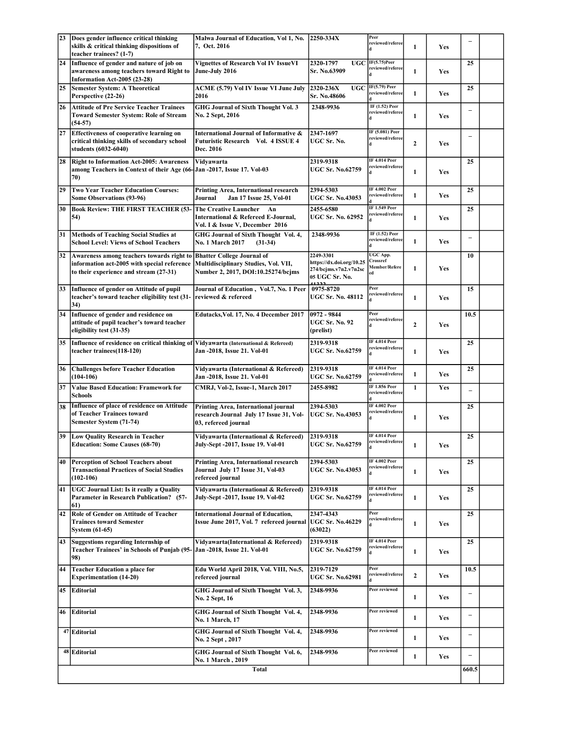| 23 | Does gender influence critical thinking skills & critical thinking dispositions of teacher trainees? (1-7) | Malwa Journal of Education, Vol 1, No. 7, Oct. 2016 | 2250-334X | Peer reviewed/refereed | 1 | Yes | – | |
|---|---|---|---|---|---|---|---|---|
| 24 | Influence of gender and nature of job on awareness among teachers toward Right to Information Act-2005 (23-28) | Vignettes of Research Vol IV IssueVI June-July 2016 | 2320-1797 UGC Sr. No.63909 | IF(5.75)Peer reviewed/refereed | 1 | Yes | 25 | |
| 25 | Semester System: A Theoretical Perspective (22-26) | ACME (5.79) Vol IV Issue VI June July 2016 | 2320-236X UGC Sr. No.48606 | IF(5.79) Peer reviewed/refereed | 1 | Yes | 25 | |
| 26 | Attitude of Pre Service Teacher Trainees Toward Semester System: Role of Stream (54-57) | GHG Journal of Sixth Thought Vol. 3 No. 2 Sept, 2016 | 2348-9936 | IF (1.52) Peer reviewed/refereed | 1 | Yes | – | |
| 27 | Effectiveness of cooperative learning on critical thinking skills of secondary school students (6032-6040) | International Journal of Informative & Futuristic Research Vol. 4 ISSUE 4 Dec. 2016 | 2347-1697 UGC Sr. No. | IF (5.081) Peer reviewed/refereed | 2 | Yes | – | |
| 28 | Right to Information Act-2005: Awareness among Teachers in Context of their Age (66-70) | Vidyawarta Jan -2017, Issue 17. Vol-03 | 2319-9318 UGC Sr. No.62759 | IF 4.014 Peer reviewed/refereed | 1 | Yes | 25 | |
| 29 | Two Year Teacher Education Courses: Some Observations (93-96) | Printing Area, International research Journal Jan 17 Issue 25, Vol-01 | 2394-5303 UGC Sr. No.43053 | IF 4.002 Peer reviewed/refereed | 1 | Yes | 25 | |
| 30 | Book Review: THE FIRST TEACHER (53-54) | The Creative Launcher An International & Refereed E-Journal, Vol. I & Issue V, December 2016 | 2455-6580 UGC Sr. No. 62952 | IF 1.549 Peer reviewed/refereed | 1 | Yes | 25 | |
| 31 | Methods of Teaching Social Studies at School Level: Views of School Teachers | GHG Journal of Sixth Thought Vol. 4, No. 1 March 2017 (31-34) | 2348-9936 | IF (1.52) Peer reviewed/refereed | 1 | Yes | – | |
| 32 | Awareness among teachers towards right to information act-2005 with special reference to their experience and stream (27-31) | Bhatter College Journal of Multidisciplinary Studies, Vol. VII, Number 2, 2017, DOI:10.25274/bcjms | 2249-3301 https://dx.doi.org/10.25274/bcjms.v7n2.v7n2sc05 UGC Sr. No. 41222 | UGC App. Crossref Member/Refereed | 1 | Yes | 10 | |
| 33 | Influence of gender on Attitude of pupil teacher's toward teacher eligibility test (31-34) | Journal of Education, Vol.7, No. 1 Peer reviewed & refereed | 0975-8720 UGC Sr. No. 48112 | Peer reviewed/refereed | 1 | Yes | 15 | |
| 34 | Influence of gender and residence on attitude of pupil teacher's toward teacher eligibility test (31-35) | Edutacks,Vol. 17, No. 4 December 2017 | 0972 - 9844 UGC Sr. No. 92 (prelist) | Peer reviewed/refereed | 2 | Yes | 10.5 | |
| 35 | Influence of residence on critical thinking of teacher trainees(118-120) | Vidyawarta (International & Refereed) Jan -2018, Issue 21. Vol-01 | 2319-9318 UGC Sr. No.62759 | IF 4.014 Peer reviewed/refereed | 1 | Yes | 25 | |
| 36 | Challenges before Teacher Education (104-106) | Vidyawarta (International & Refereed) Jan -2018, Issue 21. Vol-01 | 2319-9318 UGC Sr. No.62759 | IF 4.014 Peer reviewed/refereed | 1 | Yes | 25 | |
| 37 | Value Based Education: Framework for Schools | CMRJ, Vol-2, Issue-1, March 2017 | 2455-8982 | IF 1.856 Peer reviewed/refereed | 1 | Yes | – | |
| 38 | Influence of place of residence on Attitude of Teacher Trainees toward Semester System (71-74) | Printing Area, International journal research Journal July 17 Issue 31, Vol-03, refereed journal | 2394-5303 UGC Sr. No.43053 | IF 4.002 Peer reviewed/refereed | 1 | Yes | 25 | |
| 39 | Low Quality Research in Teacher Education: Some Causes (68-70) | Vidyawarta (International & Refereed) July-Sept -2017, Issue 19. Vol-01 | 2319-9318 UGC Sr. No.62759 | IF 4.014 Peer reviewed/refereed | 1 | Yes | 25 | |
| 40 | Perception of School Teachers about Transactional Practices of Social Studies (102-106) | Printing Area, International research Journal July 17 Issue 31, Vol-03 refereed journal | 2394-5303 UGC Sr. No.43053 | IF 4.002 Peer reviewed/refereed | 1 | Yes | 25 | |
| 41 | UGC Journal List: Is it really a Quality Parameter in Research Publication? (57-61) | Vidyawarta (International & Refereed) July-Sept -2017, Issue 19. Vol-02 | 2319-9318 UGC Sr. No.62759 | IF 4.014 Peer reviewed/refereed | 1 | Yes | 25 | |
| 42 | Role of Gender on Attitude of Teacher Trainees toward Semester System (61-65) | International Journal of Education, Issue June 2017, Vol. 7 refereed journal | 2347-4343 UGC Sr. No.46229 (63022) | Peer reviewed/refereed | 1 | Yes | 25 | |
| 43 | Suggestions regarding Internship of Teacher Trainees' in Schools of Punjab (95-98) | Vidyawarta(International & Refereed) Jan -2018, Issue 21. Vol-01 | 2319-9318 UGC Sr. No.62759 | IF 4.014 Peer reviewed/refereed | 1 | Yes | 25 | |
| 44 | Teacher Education a place for Experimentation (14-20) | Edu World April 2018, Vol. VIII, No.5, refereed journal | 2319-7129 UGC Sr. No.62981 | Peer reviewed/refereed | 2 | Yes | 10.5 | |
| 45 | Editorial | GHG Journal of Sixth Thought Vol. 3, No. 2 Sept, 16 | 2348-9936 | Peer reviewed | 1 | Yes | – | |
| 46 | Editorial | GHG Journal of Sixth Thought Vol. 4, No. 1 March, 17 | 2348-9936 | Peer reviewed | 1 | Yes | – | |
| 47 | Editorial | GHG Journal of Sixth Thought Vol. 4, No. 2 Sept , 2017 | 2348-9936 | Peer reviewed | 1 | Yes | – | |
| 48 | Editorial | GHG Journal of Sixth Thought Vol. 6, No. 1 March , 2019 | 2348-9936 | Peer reviewed | 1 | Yes | – | |
| | | Total | | | | | 660.5 | |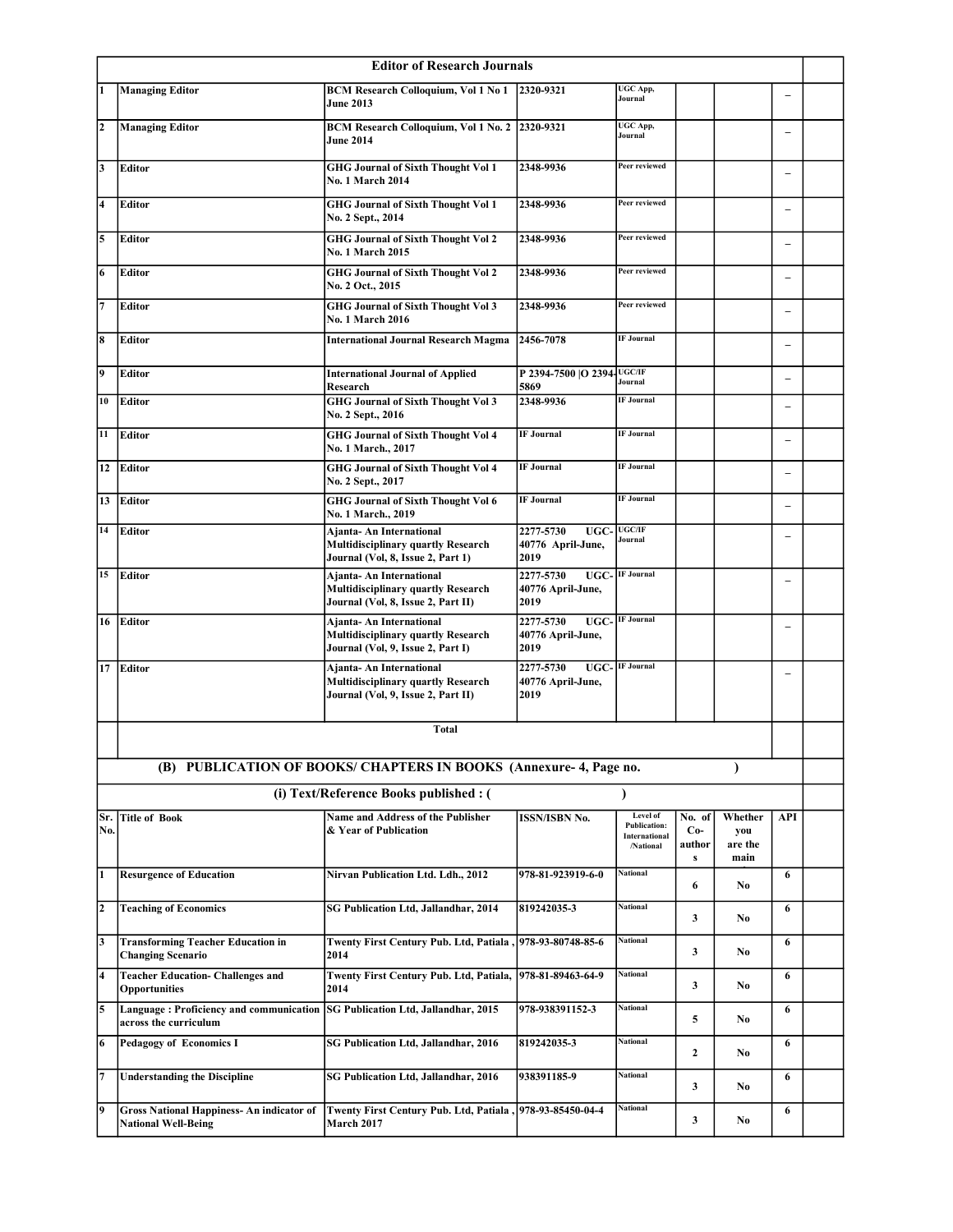| | Editor of Research Journals | | | | | | | |
|---|---|---|---|---|---|---|---|---|
| 1 | Managing Editor | BCM Research Colloquium, Vol 1 No 1 June 2013 | 2320-9321 | UGC App, Journal | | | – | |
| 2 | Managing Editor | BCM Research Colloquium, Vol 1 No. 2 June 2014 | 2320-9321 | UGC App, Journal | | | – | |
| 3 | Editor | GHG Journal of Sixth Thought Vol 1 No. 1 March 2014 | 2348-9936 | Peer reviewed | | | – | |
| 4 | Editor | GHG Journal of Sixth Thought Vol 1 No. 2 Sept., 2014 | 2348-9936 | Peer reviewed | | | – | |
| 5 | Editor | GHG Journal of Sixth Thought Vol 2 No. 1 March 2015 | 2348-9936 | Peer reviewed | | | – | |
| 6 | Editor | GHG Journal of Sixth Thought Vol 2 No. 2 Oct., 2015 | 2348-9936 | Peer reviewed | | | – | |
| 7 | Editor | GHG Journal of Sixth Thought Vol 3 No. 1 March 2016 | 2348-9936 | Peer reviewed | | | – | |
| 8 | Editor | International Journal Research Magma | 2456-7078 | IF Journal | | | – | |
| 9 | Editor | International Journal of Applied Research | P 2394-7500 \|O 2394-5869 | UGC/IF Journal | | | – | |
| 10 | Editor | GHG Journal of Sixth Thought Vol 3 No. 2 Sept., 2016 | 2348-9936 | IF Journal | | | – | |
| 11 | Editor | GHG Journal of Sixth Thought Vol 4 No. 1 March., 2017 | IF Journal | IF Journal | | | – | |
| 12 | Editor | GHG Journal of Sixth Thought Vol 4 No. 2 Sept., 2017 | IF Journal | IF Journal | | | – | |
| 13 | Editor | GHG Journal of Sixth Thought Vol 6 No. 1 March., 2019 | IF Journal | IF Journal | | | – | |
| 14 | Editor | Ajanta- An International Multidisciplinary quartly Research Journal (Vol, 8, Issue 2, Part 1) | 2277-5730 UGC-40776 April-June, 2019 | UGC/IF Journal | | | – | |
| 15 | Editor | Ajanta- An International Multidisciplinary quartly Research Journal (Vol, 8, Issue 2, Part II) | 2277-5730 UGC-40776 April-June, 2019 | IF Journal | | | – | |
| 16 | Editor | Ajanta- An International Multidisciplinary quartly Research Journal (Vol, 9, Issue 2, Part I) | 2277-5730 UGC-40776 April-June, 2019 | IF Journal | | | – | |
| 17 | Editor | Ajanta- An International Multidisciplinary quartly Research Journal (Vol, 9, Issue 2, Part II) | 2277-5730 UGC-40776 April-June, 2019 | IF Journal | | | – | |
| | | Total | | | | | | |

**(B) PUBLICATION OF BOOKS/ CHAPTERS IN BOOKS (Annexure- 4, Page no. )**

**(i) Text/Reference Books published : ( )**

| Sr. No. | Title of Book | Name and Address of the Publisher & Year of Publication | ISSN/ISBN No. | Level of Publication: International /National | No. of Co-authors | Whether you are the main | API | |
|---|---|---|---|---|---|---|---|---|
| 1 | Resurgence of Education | Nirvan Publication Ltd. Ldh., 2012 | 978-81-923919-6-0 | National | 6 | No | 6 | |
| 2 | Teaching of Economics | SG Publication Ltd, Jallandhar, 2014 | 819242035-3 | National | 3 | No | 6 | |
| 3 | Transforming Teacher Education in Changing Scenario | Twenty First Century Pub. Ltd, Patiala , 2014 | 978-93-80748-85-6 | National | 3 | No | 6 | |
| 4 | Teacher Education- Challenges and Opportunities | Twenty First Century Pub. Ltd, Patiala, 2014 | 978-81-89463-64-9 | National | 3 | No | 6 | |
| 5 | Language : Proficiency and communication across the curriculum | SG Publication Ltd, Jallandhar, 2015 | 978-938391152-3 | National | 5 | No | 6 | |
| 6 | Pedagogy of Economics I | SG Publication Ltd, Jallandhar, 2016 | 819242035-3 | National | 2 | No | 6 | |
| 7 | Understanding the Discipline | SG Publication Ltd, Jallandhar, 2016 | 938391185-9 | National | 3 | No | 6 | |
| 9 | Gross National Happiness- An indicator of National Well-Being | Twenty First Century Pub. Ltd, Patiala , March 2017 | 978-93-85450-04-4 | National | 3 | No | 6 | |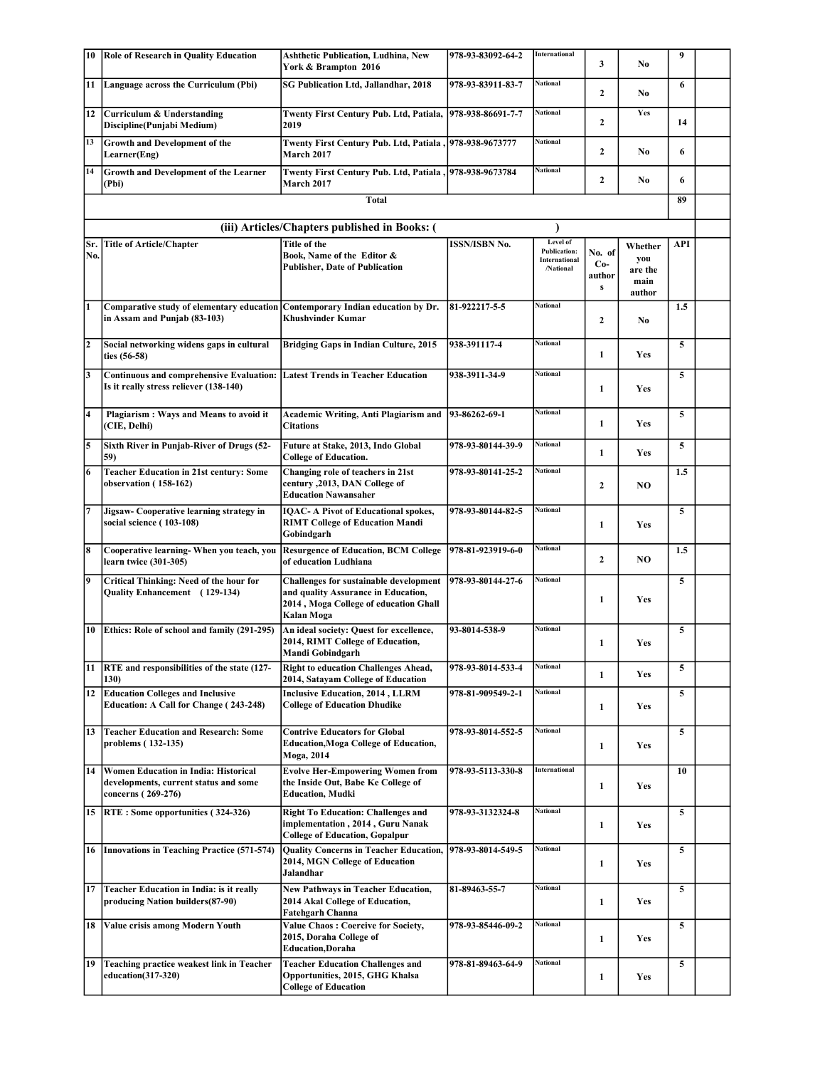| 10 | Role of Research in Quality Education | Ashthetic Publication, Ludhina, New York & Brampton 2016 | 978-93-83092-64-2 | International | 3 | No | 9 | |
|---|---|---|---|---|---|---|---|---|
| 11 | Language across the Curriculum (Pbi) | SG Publication Ltd, Jallandhar, 2018 | 978-93-83911-83-7 | National | 2 | No | 6 | |
| 12 | Curriculum & Understanding Discipline(Punjabi Medium) | Twenty First Century Pub. Ltd, Patiala, 2019 | 978-938-86691-7-7 | National | 2 | Yes | 14 | |
| 13 | Growth and Development of the Learner(Eng) | Twenty First Century Pub. Ltd, Patiala , March 2017 | 978-938-9673777 | National | 2 | No | 6 | |
| 14 | Growth and Development of the Learner (Pbi) | Twenty First Century Pub. Ltd, Patiala , March 2017 | 978-938-9673784 | National | 2 | No | 6 | |
| | | | Total | | | | 89 | |

### (iii) Articles/Chapters published in Books: ( )

| Sr. No. | Title of Article/Chapter | Title of the Book, Name of the Editor & Publisher, Date of Publication | ISSN/ISBN No. | Level of Publication: International /National | No. of Co-authors | Whether you are the main author | API | |
|---|---|---|---|---|---|---|---|---|
| 1 | Comparative study of elementary education in Assam and Punjab (83-103) | Contemporary Indian education by Dr. Khushvinder Kumar | 81-922217-5-5 | National | 2 | No | 1.5 | |
| 2 | Social networking widens gaps in cultural ties (56-58) | Bridging Gaps in Indian Culture, 2015 | 938-391117-4 | National | 1 | Yes | 5 | |
| 3 | Continuous and comprehensive Evaluation: Is it really stress reliever (138-140) | Latest Trends in Teacher Education | 938-3911-34-9 | National | 1 | Yes | 5 | |
| 4 | Plagiarism : Ways and Means to avoid it (CIE, Delhi) | Academic Writing, Anti Plagiarism and Citations | 93-86262-69-1 | National | 1 | Yes | 5 | |
| 5 | Sixth River in Punjab-River of Drugs (52-59) | Future at Stake, 2013, Indo Global College of Education. | 978-93-80144-39-9 | National | 1 | Yes | 5 | |
| 6 | Teacher Education in 21st century: Some observation ( 158-162) | Changing role of teachers in 21st century ,2013, DAN College of Education Nawansaher | 978-93-80141-25-2 | National | 2 | NO | 1.5 | |
| 7 | Jigsaw- Cooperative learning strategy in social science ( 103-108) | IQAC- A Pivot of Educational spokes, RIMT College of Education Mandi Gobindgarh | 978-93-80144-82-5 | National | 1 | Yes | 5 | |
| 8 | Cooperative learning- When you teach, you learn twice (301-305) | Resurgence of Education, BCM College of education Ludhiana | 978-81-923919-6-0 | National | 2 | NO | 1.5 | |
| 9 | Critical Thinking: Need of the hour for Quality Enhancement ( 129-134) | Challenges for sustainable development and quality Assurance in Education, 2014 , Moga College of education Ghall Kalan Moga | 978-93-80144-27-6 | National | 1 | Yes | 5 | |
| 10 | Ethics: Role of school and family (291-295) | An ideal society: Quest for excellence, 2014, RIMT College of Education, Mandi Gobindgarh | 93-8014-538-9 | National | 1 | Yes | 5 | |
| 11 | RTE and responsibilities of the state (127-130) | Right to education Challenges Ahead, 2014, Satayam College of Education | 978-93-8014-533-4 | National | 1 | Yes | 5 | |
| 12 | Education Colleges and Inclusive Education: A Call for Change ( 243-248) | Inclusive Education, 2014 , LLRM College of Education Dhudike | 978-81-909549-2-1 | National | 1 | Yes | 5 | |
| 13 | Teacher Education and Research: Some problems ( 132-135) | Contrive Educators for Global Education,Moga College of Education, Moga, 2014 | 978-93-8014-552-5 | National | 1 | Yes | 5 | |
| 14 | Women Education in India: Historical developments, current status and some concerns ( 269-276) | Evolve Her-Empowering Women from the Inside Out, Babe Ke College of Education, Mudki | 978-93-5113-330-8 | International | 1 | Yes | 10 | |
| 15 | RTE : Some opportunities ( 324-326) | Right To Education: Challenges and implementation , 2014 , Guru Nanak College of Education, Gopalpur | 978-93-3132324-8 | National | 1 | Yes | 5 | |
| 16 | Innovations in Teaching Practice (571-574) | Quality Concerns in Teacher Education, 2014, MGN College of Education Jalandhar | 978-93-8014-549-5 | National | 1 | Yes | 5 | |
| 17 | Teacher Education in India: is it really producing Nation builders(87-90) | New Pathways in Teacher Education, 2014 Akal College of Education, Fatehgarh Channa | 81-89463-55-7 | National | 1 | Yes | 5 | |
| 18 | Value crisis among Modern Youth | Value Chaos : Coercive for Society, 2015, Doraha College of Education,Doraha | 978-93-85446-09-2 | National | 1 | Yes | 5 | |
| 19 | Teaching practice weakest link in Teacher education(317-320) | Teacher Education Challenges and Opportunities, 2015, GHG Khalsa College of Education | 978-81-89463-64-9 | National | 1 | Yes | 5 | |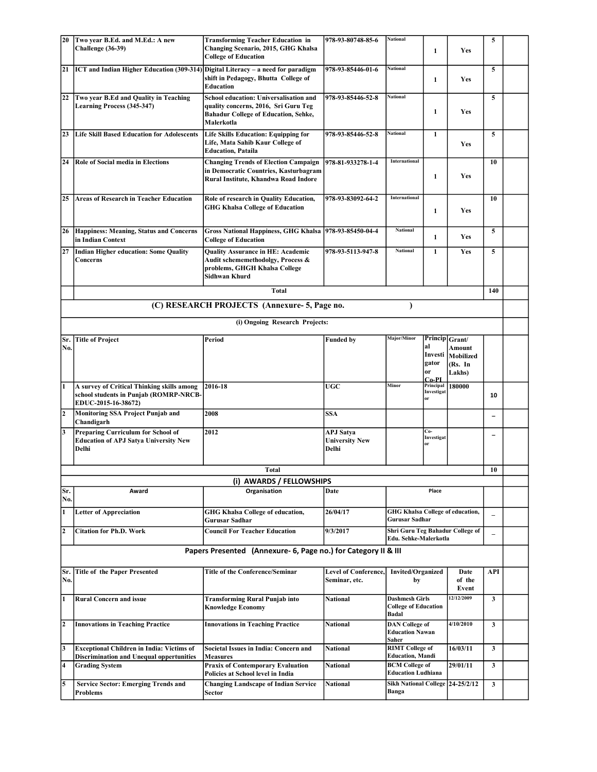| 20 | Two year B.Ed. and M.Ed.: A new Challenge (36-39) | Transforming Teacher Education in Changing Scenario, 2015, GHG Khalsa College of Education | 978-93-80748-85-6 | National | 1 | Yes | 5 | |
|---|---|---|---|---|---|---|---|---|
| 21 | ICT and Indian Higher Education (309-314) | Digital Literacy – a need for paradigm shift in Pedagogy, Bhutta College of Education | 978-93-85446-01-6 | National | 1 | Yes | 5 | |
| 22 | Two year B.Ed and Quality in Teaching Learning Process (345-347) | School education: Universalisation and quality concerns, 2016, Sri Guru Teg Bahadur College of Education, Sehke, Malerkotla | 978-93-85446-52-8 | National | 1 | Yes | 5 | |
| 23 | Life Skill Based Education for Adolescents | Life Skills Education: Equipping for Life, Mata Sahib Kaur College of Education, Pataila | 978-93-85446-52-8 | National | 1 | Yes | 5 | |
| 24 | Role of Social media in Elections | Changing Trends of Election Campaign in Democratic Countries, Kasturbagram Rural Institute, Khandwa Road Indore | 978-81-933278-1-4 | International | 1 | Yes | 10 | |
| 25 | Areas of Research in Teacher Education | Role of research in Quality Education, GHG Khalsa College of Education | 978-93-83092-64-2 | International | 1 | Yes | 10 | |
| 26 | Happiness: Meaning, Status and Concerns in Indian Context | Gross National Happiness, GHG Khalsa College of Education | 978-93-85450-04-4 | National | 1 | Yes | 5 | |
| 27 | Indian Higher education: Some Quality Concerns | Quality Assurance in HE: Academic Audit schemememethodolgy, Process & problems, GHGH Khalsa College Sidhwan Khurd | 978-93-5113-947-8 | National | 1 | Yes | 5 | |
| | Total | | | | | | 140 | |

## (C) RESEARCH PROJECTS (Annexure- 5, Page no. )

### (i) Ongoing Research Projects:

| Sr. No. | Title of Project | Period | Funded by | Major/Minor | Principal Investigator or Co-PI | Grant/ Amount Mobilized (Rs. In Lakhs) | | |
|---|---|---|---|---|---|---|---|---|
| 1 | A survey of Critical Thinking skills among school students in Punjab (ROMRP-NRCB-EDUC-2015-16-38672) | 2016-18 | UGC | Minor | Principal Investigator | 180000 | 10 | |
| 2 | Monitoring SSA Project Punjab and Chandigarh | 2008 | SSA | | | | – | |
| 3 | Preparing Curriculum for School of Education of APJ Satya University New Delhi | 2012 | APJ Satya University New Delhi | | Co-Investigator | | – | |
| | Total | | | | | | 10 | |

### (i) AWARDS / FELLOWSHIPS

| Sr. No. | Award | Organisation | Date | Place | | |
|---|---|---|---|---|---|---|
| 1 | Letter of Appreciation | GHG Khalsa College of education, Gurusar Sadhar | 26/04/17 | GHG Khalsa College of education, Gurusar Sadhar | – | |
| 2 | Citation for Ph.D. Work | Council For Teacher Education | 9/3/2017 | Shri Guru Teg Bahadur College of Edu. Sehke-Malerkotla | – | |

### Papers Presented (Annexure- 6, Page no.) for Category II & III

| Sr. No. | Title of the Paper Presented | Title of the Conference/Seminar | Level of Conference, Seminar, etc. | Invited/Organized by | Date of the Event | API | |
|---|---|---|---|---|---|---|---|
| 1 | Rural Concern and issue | Transforming Rural Punjab into Knowledge Economy | National | Dashmesh Girls College of Education Badal | 12/12/2009 | 3 | |
| 2 | Innovations in Teaching Practice | Innovations in Teaching Practice | National | DAN College of Education Nawan Saher | 4/10/2010 | 3 | |
| 3 | Exceptional Children in India: Victims of Discrimination and Unequal oppertunities | Societal Issues in India: Concern and Measures | National | RIMT College of Education, Mandi | 16/03/11 | 3 | |
| 4 | Grading System | Praxix of Contemporary Evaluation Policies at School level in India | National | BCM College of Education Ludhiana | 29/01/11 | 3 | |
| 5 | Service Sector: Emerging Trends and Problems | Changing Landscape of Indian Service Sector | National | Sikh National College Banga | 24-25/2/12 | 3 | |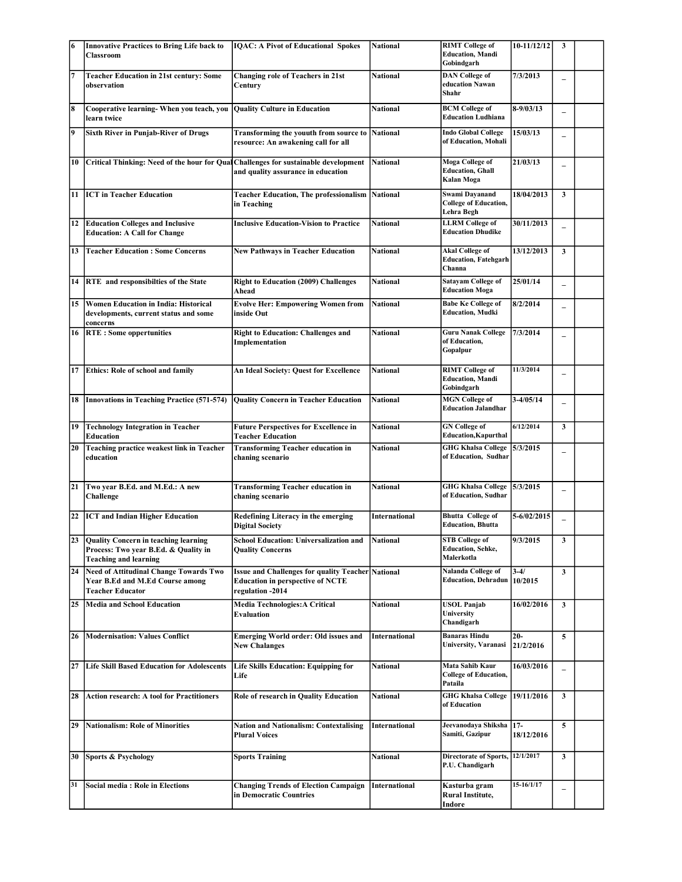| 6 | Innovative Practices to Bring Life back to Classroom | IQAC: A Pivot of Educational Spokes | National | RIMT College of Education, Mandi Gobindgarh | 10-11/12/12 | 3 | |
|---|---|---|---|---|---|---|---|
| 7 | Teacher Education in 21st century: Some observation | Changing role of Teachers in 21st Century | National | DAN College of education Nawan Shahr | 7/3/2013 | _ | |
| 8 | Cooperative learning- When you teach, you learn twice | Quality Culture in Education | National | BCM College of Education Ludhiana | 8-9/03/13 | _ | |
| 9 | Sixth River in Punjab-River of Drugs | Transforming the youuth from source to resource: An awakening call for all | National | Indo Global College of Education, Mohali | 15/03/13 | _ | |
| 10 | Critical Thinking: Need of the hour for Qual | Challenges for sustainable development and quality assurance in education | National | Moga College of Education, Ghall Kalan Moga | 21/03/13 | _ | |
| 11 | ICT in Teacher Education | Teacher Education, The professionalism in Teaching | National | Swami Dayanand College of Education, Lehra Begh | 18/04/2013 | 3 | |
| 12 | Education Colleges and Inclusive Education: A Call for Change | Inclusive Education-Vision to Practice | National | LLRM College of Education Dhudike | 30/11/2013 | _ | |
| 13 | Teacher Education : Some Concerns | New Pathways in Teacher Education | National | Akal College of Education, Fatehgarh Channa | 13/12/2013 | 3 | |
| 14 | RTE and responsibilties of the State | Right to Education (2009) Challenges Ahead | National | Satayam College of Education Moga | 25/01/14 | _ | |
| 15 | Women Education in India: Historical developments, current status and some concerns | Evolve Her: Empowering Women from inside Out | National | Babe Ke College of Education, Mudki | 8/2/2014 | _ | |
| 16 | RTE : Some oppertunities | Right to Education: Challenges and Implementation | National | Guru Nanak College of Education, Gopalpur | 7/3/2014 | _ | |
| 17 | Ethics: Role of school and family | An Ideal Society: Quest for Excellence | National | RIMT College of Education, Mandi Gobindgarh | 11/3/2014 | _ | |
| 18 | Innovations in Teaching Practice (571-574) | Quality Concern in Teacher Education | National | MGN College of Education Jalandhar | 3-4/05/14 | _ | |
| 19 | Technology Integration in Teacher Education | Future Perspectives for Excellence in Teacher Education | National | GN College of Education,Kapurthal | 6/12/2014 | 3 | |
| 20 | Teaching practice weakest link in Teacher education | Transforming Teacher education in chaning scenario | National | GHG Khalsa College of Education, Sudhar | 5/3/2015 | _ | |
| 21 | Two year B.Ed. and M.Ed.: A new Challenge | Transforming Teacher education in chaning scenario | National | GHG Khalsa College of Education, Sudhar | 5/3/2015 | _ | |
| 22 | ICT and Indian Higher Education | Redefining Literacy in the emerging Digital Society | International | Bhutta College of Education, Bhutta | 5-6/02/2015 | _ | |
| 23 | Quality Concern in teaching learning Process: Two year B.Ed. & Quality in Teaching and learning | School Education: Universalization and Quality Concerns | National | STB College of Education, Sehke, Malerkotla | 9/3/2015 | 3 | |
| 24 | Need of Attitudinal Change Towards Two Year B.Ed and M.Ed Course among Teacher Educator | Issue and Challenges for quality Teacher Education in perspective of NCTE regulation -2014 | National | Nalanda College of Education, Dehradun | 3-4/ 10/2015 | 3 | |
| 25 | Media and School Education | Media Technologies:A Critical Evaluation | National | USOL Panjab University Chandigarh | 16/02/2016 | 3 | |
| 26 | Modernisation: Values Conflict | Emerging World order: Old issues and New Chalanges | International | Banaras Hindu University, Varanasi | 20- 21/2/2016 | 5 | |
| 27 | Life Skill Based Education for Adolescents | Life Skills Education: Equipping for Life | National | Mata Sahib Kaur College of Education, Pataila | 16/03/2016 | _ | |
| 28 | Action research: A tool for Practitioners | Role of research in Quality Education | National | GHG Khalsa College of Education | 19/11/2016 | 3 | |
| 29 | Nationalism: Role of Minorities | Nation and Nationalism: Contextalising Plural Voices | International | Jeevanodaya Shiksha Samiti, Gazipur | 17- 18/12/2016 | 5 | |
| 30 | Sports & Psychology | Sports Training | National | Directorate of Sports, P.U. Chandigarh | 12/1/2017 | 3 | |
| 31 | Social media : Role in Elections | Changing Trends of Election Campaign in Democratic Countries | International | Kasturba gram Rural Institute, Indore | 15-16/1/17 | _ | |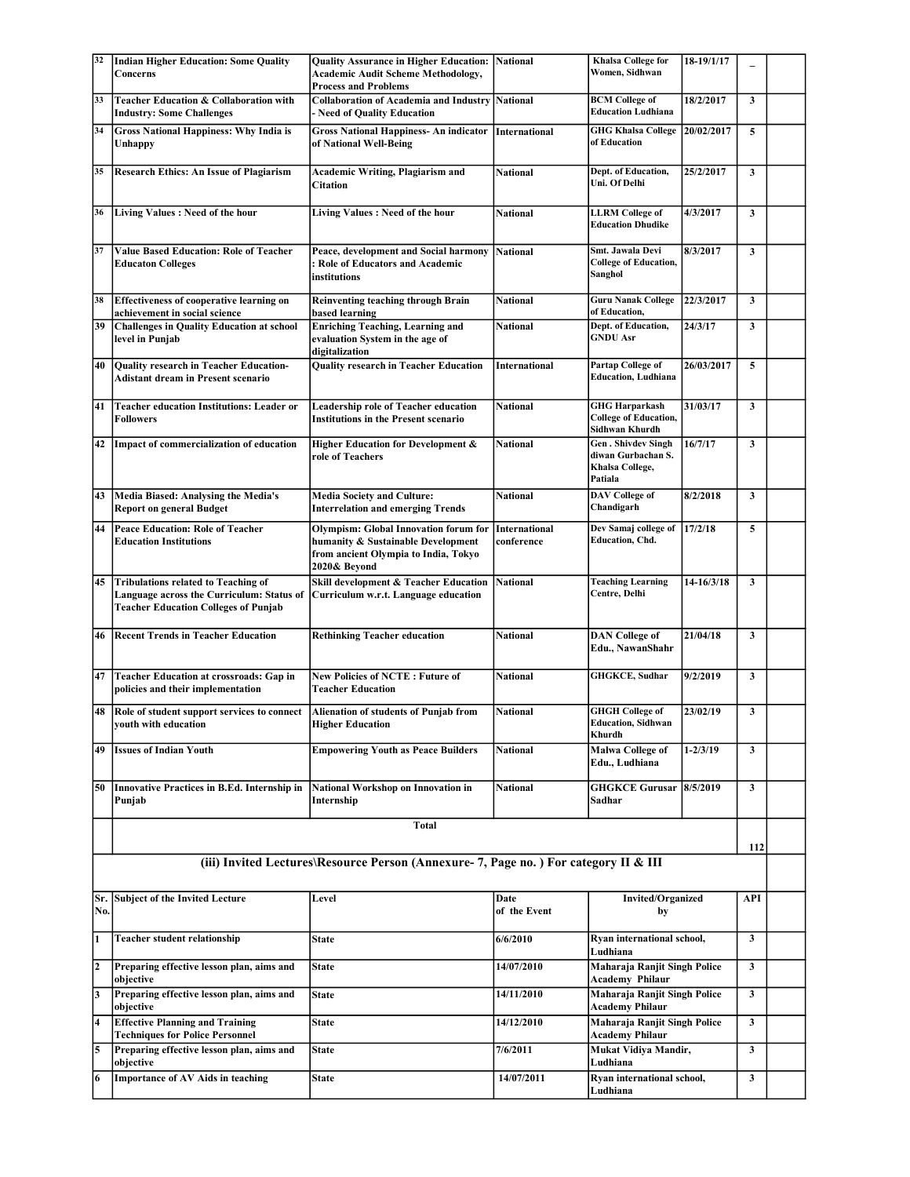| 32 | Indian Higher Education: Some Quality Concerns | Quality Assurance in Higher Education: Academic Audit Scheme Methodology, Process and Problems | National | Khalsa College for Women, Sidhwan | 18-19/1/17 | – | |
|---|---|---|---|---|---|---|---|
| 33 | Teacher Education & Collaboration with Industry: Some Challenges | Collaboration of Academia and Industry - Need of Quality Education | National | BCM College of Education Ludhiana | 18/2/2017 | 3 | |
| 34 | Gross National Happiness: Why India is Unhappy | Gross National Happiness- An indicator of National Well-Being | International | GHG Khalsa College of Education | 20/02/2017 | 5 | |
| 35 | Research Ethics: An Issue of Plagiarism | Academic Writing, Plagiarism and Citation | National | Dept. of Education, Uni. Of Delhi | 25/2/2017 | 3 | |
| 36 | Living Values : Need of the hour | Living Values : Need of the hour | National | LLRM College of Education Dhudike | 4/3/2017 | 3 | |
| 37 | Value Based Education: Role of Teacher Educaton Colleges | Peace, development and Social harmony : Role of Educators and Academic institutions | National | Smt. Jawala Devi College of Education, Sanghol | 8/3/2017 | 3 | |
| 38 | Effectiveness of cooperative learning on achievement in social science | Reinventing teaching through Brain based learning | National | Guru Nanak College of Education, | 22/3/2017 | 3 | |
| 39 | Challenges in Quality Education at school level in Punjab | Enriching Teaching, Learning and evaluation System in the age of digitalization | National | Dept. of Education, GNDU Asr | 24/3/17 | 3 | |
| 40 | Quality research in Teacher Education- Adistant dream in Present scenario | Quality research in Teacher Education | International | Partap College of Education, Ludhiana | 26/03/2017 | 5 | |
| 41 | Teacher education Institutions: Leader or Followers | Leadership role of Teacher education Institutions in the Present scenario | National | GHG Harparkash College of Education, Sidhwan Khurdh | 31/03/17 | 3 | |
| 42 | Impact of commercialization of education | Higher Education for Development & role of Teachers | National | Gen . Shivdev Singh diwan Gurbachan S. Khalsa College, Patiala | 16/7/17 | 3 | |
| 43 | Media Biased: Analysing the Media's Report on general Budget | Media Society and Culture: Interrelation and emerging Trends | National | DAV College of Chandigarh | 8/2/2018 | 3 | |
| 44 | Peace Education: Role of Teacher Education Institutions | Olympism: Global Innovation forum for humanity & Sustainable Development from ancient Olympia to India, Tokyo 2020& Beyond | International conference | Dev Samaj college of Education, Chd. | 17/2/18 | 5 | |
| 45 | Tribulations related to Teaching of Language across the Curriculum: Status of Teacher Education Colleges of Punjab | Skill development & Teacher Education Curriculum w.r.t. Language education | National | Teaching Learning Centre, Delhi | 14-16/3/18 | 3 | |
| 46 | Recent Trends in Teacher Education | Rethinking Teacher education | National | DAN College of Edu., NawanShahr | 21/04/18 | 3 | |
| 47 | Teacher Education at crossroads: Gap in policies and their implementation | New Policies of NCTE : Future of Teacher Education | National | GHGKCE, Sudhar | 9/2/2019 | 3 | |
| 48 | Role of student support services to connect youth with education | Alienation of students of Punjab from Higher Education | National | GHGH College of Education, Sidhwan Khurdh | 23/02/19 | 3 | |
| 49 | Issues of Indian Youth | Empowering Youth as Peace Builders | National | Malwa College of Edu., Ludhiana | 1-2/3/19 | 3 | |
| 50 | Innovative Practices in B.Ed. Internship in Punjab | National Workshop on Innovation in Internship | National | GHGKCE Gurusar Sadhar | 8/5/2019 | 3 | |
| | Total | | | | | 112 | |

### (iii) Invited Lectures\Resource Person (Annexure- 7, Page no. ) For category II & III

| Sr. No. | Subject of the Invited Lecture | Level | Date of the Event | Invited/Organized by | API | |
|---|---|---|---|---|---|---|
| 1 | Teacher student relationship | State | 6/6/2010 | Ryan international school, Ludhiana | 3 | |
| 2 | Preparing effective lesson plan, aims and objective | State | 14/07/2010 | Maharaja Ranjit Singh Police Academy Philaur | 3 | |
| 3 | Preparing effective lesson plan, aims and objective | State | 14/11/2010 | Maharaja Ranjit Singh Police Academy Philaur | 3 | |
| 4 | Effective Planning and Training Techniques for Police Personnel | State | 14/12/2010 | Maharaja Ranjit Singh Police Academy Philaur | 3 | |
| 5 | Preparing effective lesson plan, aims and objective | State | 7/6/2011 | Mukat Vidiya Mandir, Ludhiana | 3 | |
| 6 | Importance of AV Aids in teaching | State | 14/07/2011 | Ryan international school, Ludhiana | 3 | |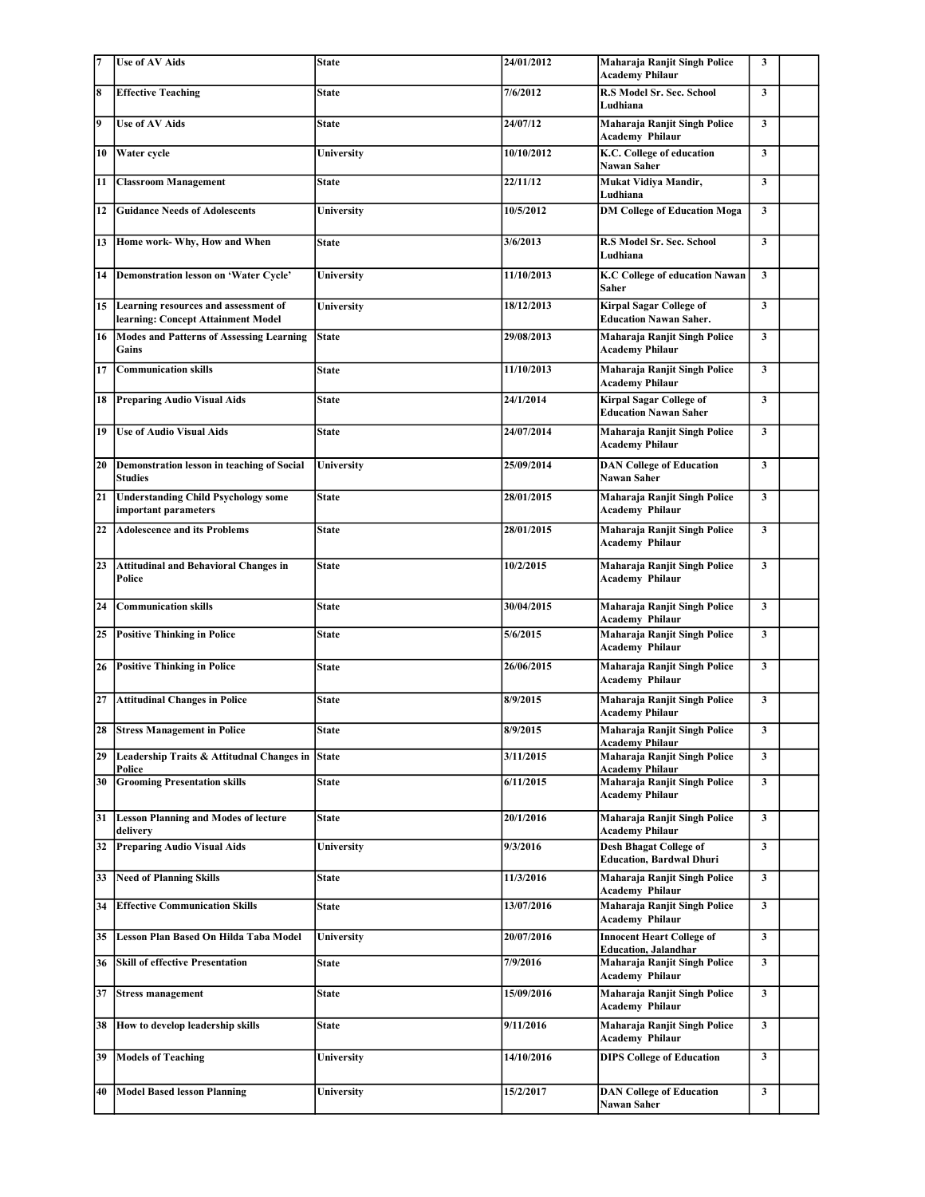| 7 | Use of AV Aids | State | 24/01/2012 | Maharaja Ranjit Singh Police Academy Philaur | 3 | |
|---|---|---|---|---|---|---|
| 8 | Effective Teaching | State | 7/6/2012 | R.S Model Sr. Sec. School Ludhiana | 3 | |
| 9 | Use of AV Aids | State | 24/07/12 | Maharaja Ranjit Singh Police Academy Philaur | 3 | |
| 10 | Water cycle | University | 10/10/2012 | K.C. College of education Nawan Saher | 3 | |
| 11 | Classroom Management | State | 22/11/12 | Mukat Vidiya Mandir, Ludhiana | 3 | |
| 12 | Guidance Needs of Adolescents | University | 10/5/2012 | DM College of Education Moga | 3 | |
| 13 | Home work- Why, How and When | State | 3/6/2013 | R.S Model Sr. Sec. School Ludhiana | 3 | |
| 14 | Demonstration lesson on 'Water Cycle' | University | 11/10/2013 | K.C College of education Nawan Saher | 3 | |
| 15 | Learning resources and assessment of learning: Concept Attainment Model | University | 18/12/2013 | Kirpal Sagar College of Education Nawan Saher. | 3 | |
| 16 | Modes and Patterns of Assessing Learning Gains | State | 29/08/2013 | Maharaja Ranjit Singh Police Academy Philaur | 3 | |
| 17 | Communication skills | State | 11/10/2013 | Maharaja Ranjit Singh Police Academy Philaur | 3 | |
| 18 | Preparing Audio Visual Aids | State | 24/1/2014 | Kirpal Sagar College of Education Nawan Saher | 3 | |
| 19 | Use of Audio Visual Aids | State | 24/07/2014 | Maharaja Ranjit Singh Police Academy Philaur | 3 | |
| 20 | Demonstration lesson in teaching of Social Studies | University | 25/09/2014 | DAN College of Education Nawan Saher | 3 | |
| 21 | Understanding Child Psychology some important parameters | State | 28/01/2015 | Maharaja Ranjit Singh Police Academy Philaur | 3 | |
| 22 | Adolescence and its Problems | State | 28/01/2015 | Maharaja Ranjit Singh Police Academy Philaur | 3 | |
| 23 | Attitudinal and Behavioral Changes in Police | State | 10/2/2015 | Maharaja Ranjit Singh Police Academy Philaur | 3 | |
| 24 | Communication skills | State | 30/04/2015 | Maharaja Ranjit Singh Police Academy Philaur | 3 | |
| 25 | Positive Thinking in Police | State | 5/6/2015 | Maharaja Ranjit Singh Police Academy Philaur | 3 | |
| 26 | Positive Thinking in Police | State | 26/06/2015 | Maharaja Ranjit Singh Police Academy Philaur | 3 | |
| 27 | Attitudinal Changes in Police | State | 8/9/2015 | Maharaja Ranjit Singh Police Academy Philaur | 3 | |
| 28 | Stress Management in Police | State | 8/9/2015 | Maharaja Ranjit Singh Police Academy Philaur | 3 | |
| 29 | Leadership Traits & Attitudnal Changes in Police | State | 3/11/2015 | Maharaja Ranjit Singh Police Academy Philaur | 3 | |
| 30 | Grooming Presentation skills | State | 6/11/2015 | Maharaja Ranjit Singh Police Academy Philaur | 3 | |
| 31 | Lesson Planning and Modes of lecture delivery | State | 20/1/2016 | Maharaja Ranjit Singh Police Academy Philaur | 3 | |
| 32 | Preparing Audio Visual Aids | University | 9/3/2016 | Desh Bhagat College of Education, Bardwal Dhuri | 3 | |
| 33 | Need of Planning Skills | State | 11/3/2016 | Maharaja Ranjit Singh Police Academy Philaur | 3 | |
| 34 | Effective Communication Skills | State | 13/07/2016 | Maharaja Ranjit Singh Police Academy Philaur | 3 | |
| 35 | Lesson Plan Based On Hilda Taba Model | University | 20/07/2016 | Innocent Heart College of Education, Jalandhar | 3 | |
| 36 | Skill of effective Presentation | State | 7/9/2016 | Maharaja Ranjit Singh Police Academy Philaur | 3 | |
| 37 | Stress management | State | 15/09/2016 | Maharaja Ranjit Singh Police Academy Philaur | 3 | |
| 38 | How to develop leadership skills | State | 9/11/2016 | Maharaja Ranjit Singh Police Academy Philaur | 3 | |
| 39 | Models of Teaching | University | 14/10/2016 | DIPS College of Education | 3 | |
| 40 | Model Based lesson Planning | University | 15/2/2017 | DAN College of Education Nawan Saher | 3 | |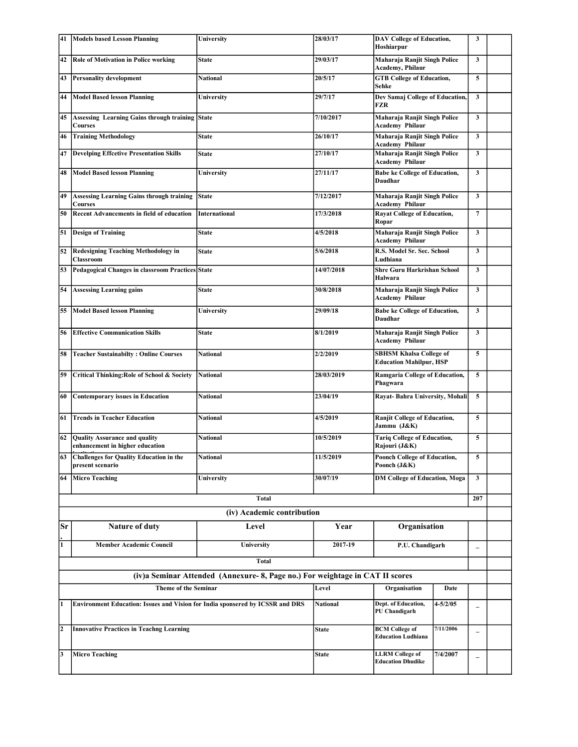| 41 | Models based Lesson Planning | University | 28/03/17 | DAV College of Education, Hoshiarpur | 3 | |
|---|---|---|---|---|---|---|
| 42 | Role of Motivation in Police working | State | 29/03/17 | Maharaja Ranjit Singh Police Academy, Philaur | 3 | |
| 43 | Personality development | National | 20/5/17 | GTB College of Education, Sehke | 5 | |
| 44 | Model Based lesson Planning | University | 29/7/17 | Dev Samaj College of Education, FZR | 3 | |
| 45 | Assessing Learning Gains through training Courses | State | 7/10/2017 | Maharaja Ranjit Singh Police Academy Philaur | 3 | |
| 46 | Training Methodology | State | 26/10/17 | Maharaja Ranjit Singh Police Academy Philaur | 3 | |
| 47 | Develping Effcetive Presentation Skills | State | 27/10/17 | Maharaja Ranjit Singh Police Academy Philaur | 3 | |
| 48 | Model Based lesson Planning | University | 27/11/17 | Babe ke College of Education, Daudhar | 3 | |
| 49 | Assessing Learning Gains through training Courses | State | 7/12/2017 | Maharaja Ranjit Singh Police Academy Philaur | 3 | |
| 50 | Recent Advancements in field of education | International | 17/3/2018 | Rayat College of Education, Ropar | 7 | |
| 51 | Design of Training | State | 4/5/2018 | Maharaja Ranjit Singh Police Academy Philaur | 3 | |
| 52 | Redesigning Teaching Methodology in Classroom | State | 5/6/2018 | R.S. Model Sr. Sec. School Ludhiana | 3 | |
| 53 | Pedagogical Changes in classroom Practices | State | 14/07/2018 | Shre Guru Harkrishan School Halwara | 3 | |
| 54 | Assessing Learning gains | State | 30/8/2018 | Maharaja Ranjit Singh Police Academy Philaur | 3 | |
| 55 | Model Based lesson Planning | University | 29/09/18 | Babe ke College of Education, Daudhar | 3 | |
| 56 | Effective Communication Skills | State | 8/1/2019 | Maharaja Ranjit Singh Police Academy Philaur | 3 | |
| 58 | Teacher Sustainabilty : Online Courses | National | 2/2/2019 | SBHSM Khalsa College of Education Mahilpur, HSP | 5 | |
| 59 | Critical Thinking:Role of School & Society | National | 28/03/2019 | Ramgaria College of Education, Phagwara | 5 | |
| 60 | Contemporary issues in Education | National | 23/04/19 | Rayat- Bahra University, Mohali | 5 | |
| 61 | Trends in Teacher Education | National | 4/5/2019 | Ranjit College of Education, Jammu (J&K) | 5 | |
| 62 | Quality Assurance and quality enhancement in higher education institutions | National | 10/5/2019 | Tariq College of Education, Rajouri (J&K) | 5 | |
| 63 | Challenges for Quality Education in the present scenario | National | 11/5/2019 | Poonch College of Education, Poonch (J&K) | 5 | |
| 64 | Micro Teaching | University | 30/07/19 | DM College of Education, Moga | 3 | |
| | Total | | | | 207 | |

**(iv) Academic contribution**

| Sr. | Nature of duty | Level | Year | Organisation | | |
|---|---|---|---|---|---|---|
| 1 | Member Academic Council | University | 2017-19 | P.U. Chandigarh | _ | |
| | Total | | | | | |

**(iv)a Seminar Attended (Annexure- 8, Page no.) For weightage in CAT II scores**

| | Theme of the Seminar | Level | Organisation | Date | | |
|---|---|---|---|---|---|---|
| 1 | Environment Education: Issues and Vision for India sponsered by ICSSR and DRS | National | Dept. of Education, PU Chandigarh | 4-5/2/05 | _ | |
| 2 | Innovative Practices in Teachng Learning | State | BCM College of Education Ludhiana | 7/11/2006 | _ | |
| 3 | Micro Teaching | State | LLRM College of Education Dhudike | 7/4/2007 | _ | |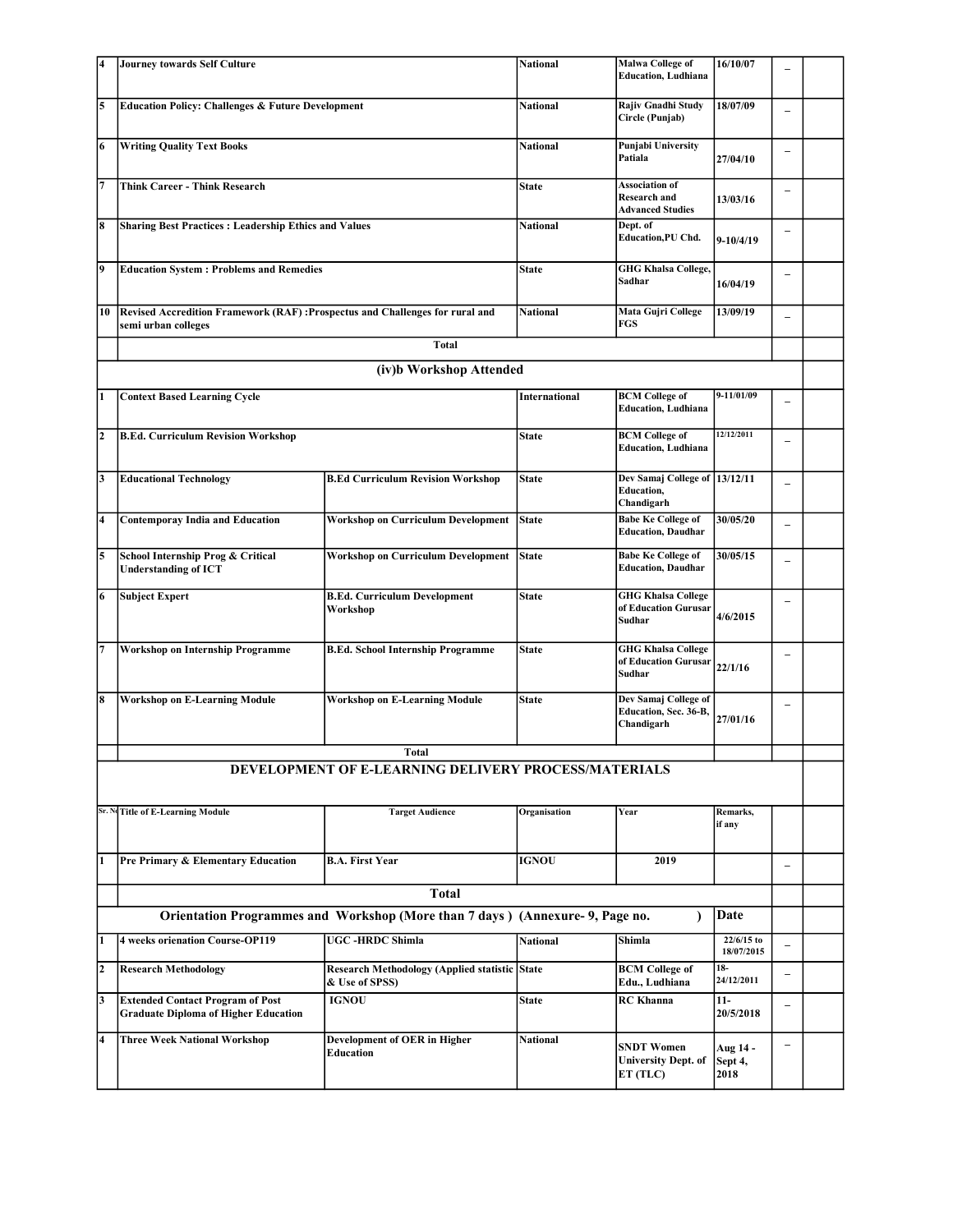| | | | | | | | |
|---|---|---|---|---|---|---|---|
| 4 | Journey towards Self Culture | | National | Malwa College of Education, Ludhiana | 16/10/07 | – | |
| 5 | Education Policy: Challenges & Future Development | | National | Rajiv Gnadhi Study Circle (Punjab) | 18/07/09 | – | |
| 6 | Writing Quality Text Books | | National | Punjabi University Patiala | 27/04/10 | – | |
| 7 | Think Career - Think Research | | State | Association of Research and Advanced Studies | 13/03/16 | – | |
| 8 | Sharing Best Practices : Leadership Ethics and Values | | National | Dept. of Education,PU Chd. | 9-10/4/19 | – | |
| 9 | Education System : Problems and Remedies | | State | GHG Khalsa College, Sadhar | 16/04/19 | – | |
| 10 | Revised Accreditation Framework (RAF) :Prospectus and Challenges for rural and semi urban colleges | | National | Mata Gujri College FGS | 13/09/19 | – | |
| | Total | | | | | | |

## (iv)b Workshop Attended

| | | | | | | | |
|---|---|---|---|---|---|---|---|
| 1 | Context Based Learning Cycle | | International | BCM College of Education, Ludhiana | 9-11/01/09 | – | |
| 2 | B.Ed. Curriculum Revision Workshop | | State | BCM College of Education, Ludhiana | 12/12/2011 | – | |
| 3 | Educational Technology | B.Ed Curriculum Revision Workshop | State | Dev Samaj College of Education, Chandigarh | 13/12/11 | – | |
| 4 | Contemporay India and Education | Workshop on Curriculum Development | State | Babe Ke College of Education, Daudhar | 30/05/20 | – | |
| 5 | School Internship Prog & Critical Understanding of ICT | Workshop on Curriculum Development | State | Babe Ke College of Education, Daudhar | 30/05/15 | – | |
| 6 | Subject Expert | B.Ed. Curriculum Development Workshop | State | GHG Khalsa College of Education Gurusar Sudhar | 4/6/2015 | – | |
| 7 | Workshop on Internship Programme | B.Ed. School Internship Programme | State | GHG Khalsa College of Education Gurusar Sudhar | 22/1/16 | – | |
| 8 | Workshop on E-Learning Module | Workshop on E-Learning Module | State | Dev Samaj College of Education, Sec. 36-B, Chandigarh | 27/01/16 | – | |
| | Total | | | | | | |

## DEVELOPMENT OF E-LEARNING DELIVERY PROCESS/MATERIALS

| Sr. No | Title of E-Learning Module | Target Audience | Organisation | Year | Remarks, if any | | |
|---|---|---|---|---|---|---|---|
| 1 | Pre Primary & Elementary Education | B.A. First Year | IGNOU | 2019 | | – | |
| | Total | | | | | | |

## Orientation Programmes and Workshop (More than 7 days ) (Annexure- 9, Page no. )

| | | | | | Date | | |
|---|---|---|---|---|---|---|---|
| 1 | 4 weeks orienation Course-OP119 | UGC -HRDC Shimla | National | Shimla | 22/6/15 to 18/07/2015 | – | |
| 2 | Research Methodology | Research Methodology (Applied statistic & Use of SPSS) | State | BCM College of Edu., Ludhiana | 18-24/12/2011 | – | |
| 3 | Extended Contact Program of Post Graduate Diploma of Higher Education | IGNOU | State | RC Khanna | 11-20/5/2018 | – | |
| 4 | Three Week National Workshop | Development of OER in Higher Education | National | SNDT Women University Dept. of ET (TLC) | Aug 14 - Sept 4, 2018 | – | |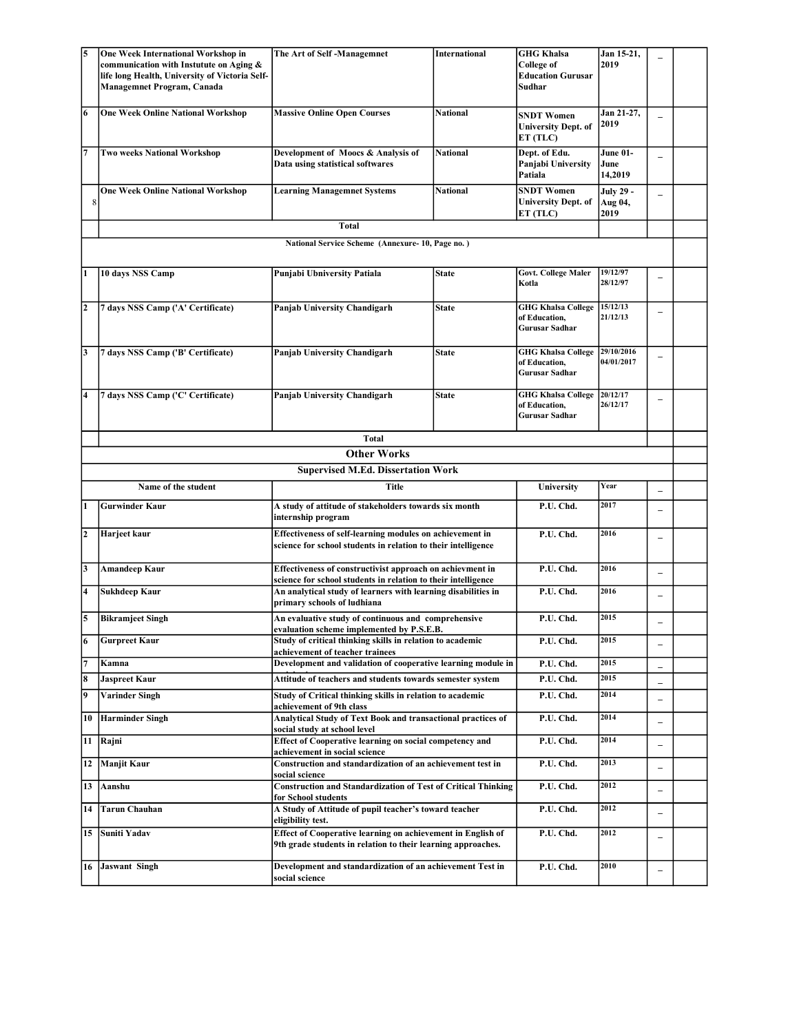| | | | | | | | |
|---|---|---|---|---|---|---|---|
| 5 | One Week International Workshop in communication with Instutute on Aging & life long Health, University of Victoria Self-Managemnet Program, Canada | The Art of Self -Managemnet | International | GHG Khalsa College of Education Gurusar Sudhar | Jan 15-21, 2019 | – | |
| 6 | One Week Online National Workshop | Massive Online Open Courses | National | SNDT Women University Dept. of ET (TLC) | Jan 21-27, 2019 | – | |
| 7 | Two weeks National Workshop | Development of Moocs & Analysis of Data using statistical softwares | National | Dept. of Edu. Panjabi University Patiala | June 01-June 14,2019 | – | |
| 8 | One Week Online National Workshop | Learning Managemnet Systems | National | SNDT Women University Dept. of ET (TLC) | July 29 - Aug 04, 2019 | – | |
| | | Total | | | | | |
| | | National Service Scheme (Annexure- 10, Page no. ) | | | | | |
| 1 | 10 days NSS Camp | Punjabi Ubniversity Patiala | State | Govt. College Maler Kotla | 19/12/97 28/12/97 | – | |
| 2 | 7 days NSS Camp ('A' Certificate) | Panjab University Chandigarh | State | GHG Khalsa College of Education, Gurusar Sadhar | 15/12/13 21/12/13 | – | |
| 3 | 7 days NSS Camp ('B' Certificate) | Panjab University Chandigarh | State | GHG Khalsa College of Education, Gurusar Sadhar | 29/10/2016 04/01/2017 | – | |
| 4 | 7 days NSS Camp ('C' Certificate) | Panjab University Chandigarh | State | GHG Khalsa College of Education, Gurusar Sadhar | 20/12/17 26/12/17 | – | |
| | | Total | | | | | |

## Other Works

### Supervised M.Ed. Dissertation Work

| | Name of the student | Title | University | Year | | |
|---|---|---|---|---|---|---|
| 1 | Gurwinder Kaur | A study of attitude of stakeholders towards six month internship program | P.U. Chd. | 2017 | – | |
| 2 | Harjeet kaur | Effectiveness of self-learning modules on achievement in science for school students in relation to their intelligence | P.U. Chd. | 2016 | – | |
| 3 | Amandeep Kaur | Effectiveness of constructivist approach on achievment in science for school students in relation to their intelligence | P.U. Chd. | 2016 | – | |
| 4 | Sukhdeep Kaur | An analytical study of learners with learning disabilities in primary schools of ludhiana | P.U. Chd. | 2016 | – | |
| 5 | Bikramjeet Singh | An evaluative study of continuous and comprehensive evaluation scheme implemented by P.S.E.B. | P.U. Chd. | 2015 | – | |
| 6 | Gurpreet Kaur | Study of critical thinking skills in relation to academic achievement of teacher trainees | P.U. Chd. | 2015 | – | |
| 7 | Kamna | Development and validation of cooperative learning module in | P.U. Chd. | 2015 | – | |
| 8 | Jaspreet Kaur | Attitude of teachers and students towards semester system | P.U. Chd. | 2015 | – | |
| 9 | Varinder Singh | Study of Critical thinking skills in relation to academic achievement of 9th class | P.U. Chd. | 2014 | – | |
| 10 | Harminder Singh | Analytical Study of Text Book and transactional practices of social study at school level | P.U. Chd. | 2014 | – | |
| 11 | Rajni | Effect of Cooperative learning on social competency and achievement in social science | P.U. Chd. | 2014 | – | |
| 12 | Manjit Kaur | Construction and standardization of an achievement test in social science | P.U. Chd. | 2013 | – | |
| 13 | Aanshu | Construction and Standardization of Test of Critical Thinking for School students | P.U. Chd. | 2012 | – | |
| 14 | Tarun Chauhan | A Study of Attitude of pupil teacher's toward teacher eligibility test. | P.U. Chd. | 2012 | – | |
| 15 | Suniti Yadav | Effect of Cooperative learning on achievement in English of 9th grade students in relation to their learning approaches. | P.U. Chd. | 2012 | – | |
| 16 | Jaswant Singh | Development and standardization of an achievement Test in social science | P.U. Chd. | 2010 | – | |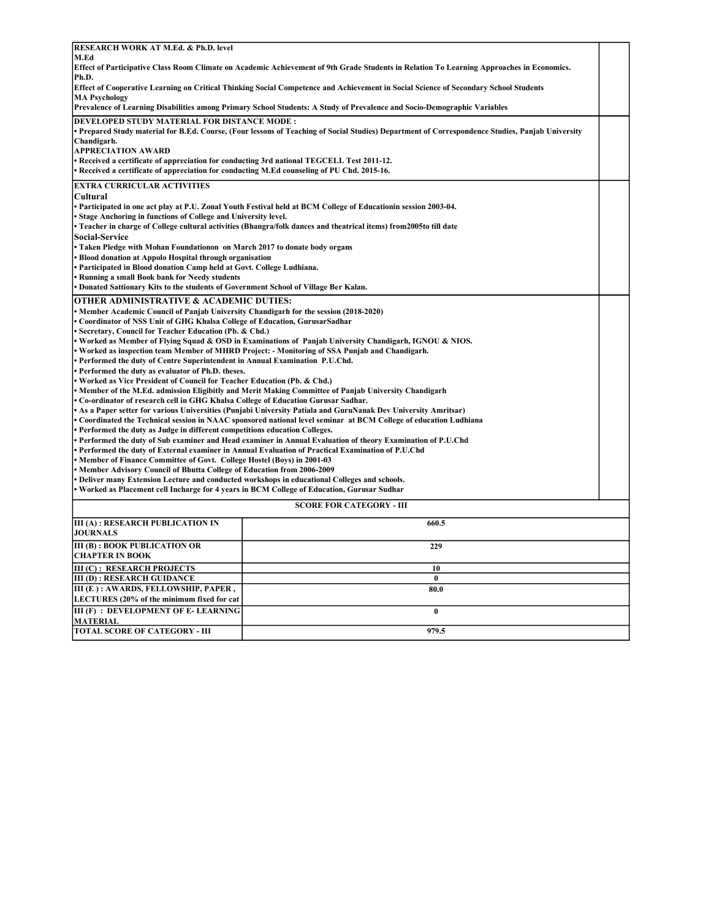**RESEARCH WORK AT M.Ed. & Ph.D. level**

**M.Ed**

**Effect of Participative Class Room Climate on Academic Achievement of 9th Grade Students in Relation To Learning Approaches in Economics.**

**Ph.D.**

**Effect of Cooperative Learning on Critical Thinking Social Competence and Achievement in Social Science of Secondary School Students**

**MA Psychology**

**Prevalence of Learning Disabilities among Primary School Students: A Study of Prevalence and Socio-Demographic Variables**

**DEVELOPED STUDY MATERIAL FOR DISTANCE MODE :**

- **Prepared Study material for B.Ed. Course, (Four lessons of Teaching of Social Studies) Department of Correspondence Studies, Panjab University Chandigarh.**

**APPRECIATION AWARD**

- **Received a certificate of appreciation for conducting 3rd national TEGCELL Test 2011-12.**
- **Received a certificate of appreciation for conducting M.Ed counseling of PU Chd. 2015-16.**

**EXTRA CURRICULAR ACTIVITIES**

**Cultural**

- **Participated in one act play at P.U. Zonal Youth Festival held at BCM College of Educationin session 2003-04.**
- **Stage Anchoring in functions of College and University level.**
- **Teacher in charge of College cultural activities (Bhangra/folk dances and theatrical items) from2005to till date**

**Social-Service**

- **Taken Pledge with Mohan Foundationon on March 2017 to donate body organs**
- **Blood donation at Appolo Hospital through organisation**
- **Participated in Blood donation Camp held at Govt. College Ludhiana.**
- **Running a small Book bank for Needy students**
- **Donated Sattionary Kits to the students of Government School of Village Ber Kalan.**

**OTHER ADMINISTRATIVE & ACADEMIC DUTIES:**

- **Member Academic Council of Panjab University Chandigarh for the session (2018-2020)**
- **Coordinator of NSS Unit of GHG Khalsa College of Education, GurusarSadhar**
- **Secretary, Council for Teacher Education (Pb. & Chd.)**
- **Worked as Member of Flying Squad & OSD in Examinations of Panjab University Chandigarh, IGNOU & NIOS.**
- **Worked as inspection team Member of MHRD Project: - Monitoring of SSA Punjab and Chandigarh.**
- **Performed the duty of Centre Superintendent in Annual Examination P.U.Chd.**
- **Performed the duty as evaluator of Ph.D. theses.**
- **Worked as Vice President of Council for Teacher Education (Pb. & Chd.)**
- **Member of the M.Ed. admission Eligibitly and Merit Making Committee of Panjab University Chandigarh**
- **Co-ordinator of research cell in GHG Khalsa College of Education Gurusar Sadhar.**
- **As a Paper setter for various Universities (Punjabi University Patiala and GuruNanak Dev University Amritsar)**
- **Coordinated the Technical session in NAAC sponsored national level seminar at BCM College of education Ludhiana**
- **Performed the duty as Judge in different competitions education Colleges.**
- **Performed the duty of Sub examiner and Head examiner in Annual Evaluation of theory Examination of P.U.Chd**
- **Performed the duty of External examiner in Annual Evaluation of Practical Examination of P.U.Chd**
- **Member of Finance Committee of Govt. College Hostel (Boys) in 2001-03**
- **Member Advisory Council of Bhutta College of Education from 2006-2009**
- **Deliver many Extension Lecture and conducted workshops in educational Colleges and schools.**
- **Worked as Placement cell Incharge for 4 years in BCM College of Education, Gurusar Sudhar**

| **SCORE FOR CATEGORY - III** | |
|---|---|
| **III (A) : RESEARCH PUBLICATION IN JOURNALS** | **660.5** |
| **III (B) : BOOK PUBLICATION OR CHAPTER IN BOOK** | **229** |
| **III (C) : RESEARCH PROJECTS** | **10** |
| **III (D) : RESEARCH GUIDANCE** | **0** |
| **III (E ) : AWARDS, FELLOWSHIP, PAPER , LECTURES (20% of the minimum fixed for cat** | **80.0** |
| **III (F) : DEVELOPMENT OF E- LEARNING MATERIAL** | **0** |
| **TOTAL SCORE OF CATEGORY - III** | **979.5** |